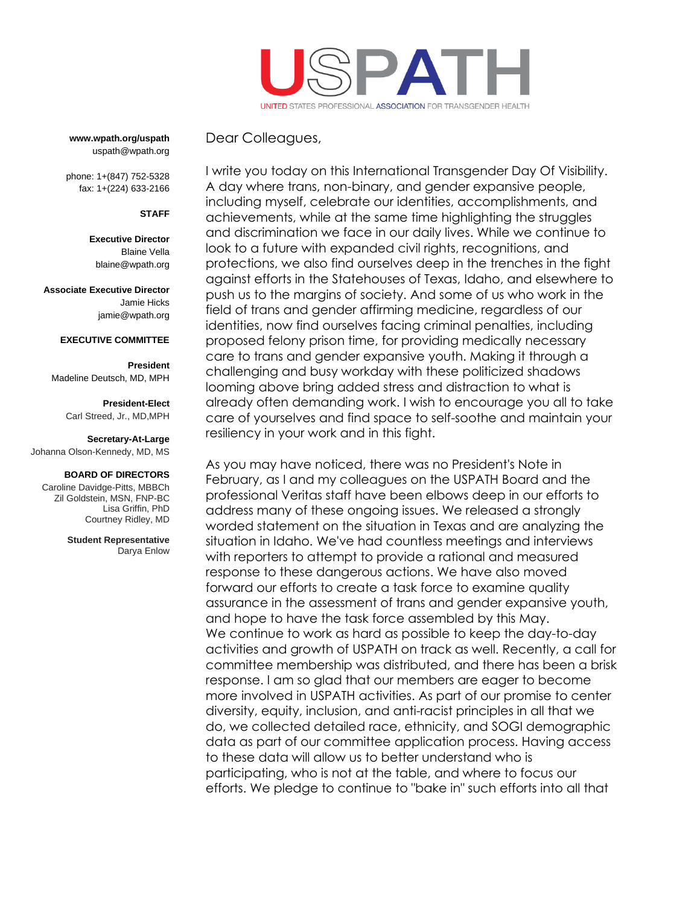# USPATH

UNITED STATES PROFESSIONAL ASSOCIATION FOR TRANSGENDER HEALTH

**www.wpath.org/uspath**
uspath@wpath.org

phone: 1+(847) 752-5328
fax: 1+(224) 633-2166

**STAFF**

**Executive Director**
Blaine Vella
blaine@wpath.org

**Associate Executive Director**
Jamie Hicks
jamie@wpath.org

**EXECUTIVE COMMITTEE**

**President**
Madeline Deutsch, MD, MPH

**President-Elect**
Carl Streed, Jr., MD,MPH

**Secretary-At-Large**
Johanna Olson-Kennedy, MD, MS

**BOARD OF DIRECTORS**
Caroline Davidge-Pitts, MBBCh
Zil Goldstein, MSN, FNP-BC
Lisa Griffin, PhD
Courtney Ridley, MD

**Student Representative**
Darya Enlow

Dear Colleagues,

I write you today on this International Transgender Day Of Visibility. A day where trans, non-binary, and gender expansive people, including myself, celebrate our identities, accomplishments, and achievements, while at the same time highlighting the struggles and discrimination we face in our daily lives. While we continue to look to a future with expanded civil rights, recognitions, and protections, we also find ourselves deep in the trenches in the fight against efforts in the Statehouses of Texas, Idaho, and elsewhere to push us to the margins of society. And some of us who work in the field of trans and gender affirming medicine, regardless of our identities, now find ourselves facing criminal penalties, including proposed felony prison time, for providing medically necessary care to trans and gender expansive youth. Making it through a challenging and busy workday with these politicized shadows looming above bring added stress and distraction to what is already often demanding work. I wish to encourage you all to take care of yourselves and find space to self-soothe and maintain your resiliency in your work and in this fight.

As you may have noticed, there was no President's Note in February, as I and my colleagues on the USPATH Board and the professional Veritas staff have been elbows deep in our efforts to address many of these ongoing issues. We released a strongly worded statement on the situation in Texas and are analyzing the situation in Idaho. We've had countless meetings and interviews with reporters to attempt to provide a rational and measured response to these dangerous actions. We have also moved forward our efforts to create a task force to examine quality assurance in the assessment of trans and gender expansive youth, and hope to have the task force assembled by this May.
We continue to work as hard as possible to keep the day-to-day activities and growth of USPATH on track as well. Recently, a call for committee membership was distributed, and there has been a brisk response. I am so glad that our members are eager to become more involved in USPATH activities. As part of our promise to center diversity, equity, inclusion, and anti-racist principles in all that we do, we collected detailed race, ethnicity, and SOGI demographic data as part of our committee application process. Having access to these data will allow us to better understand who is participating, who is not at the table, and where to focus our efforts. We pledge to continue to "bake in" such efforts into all that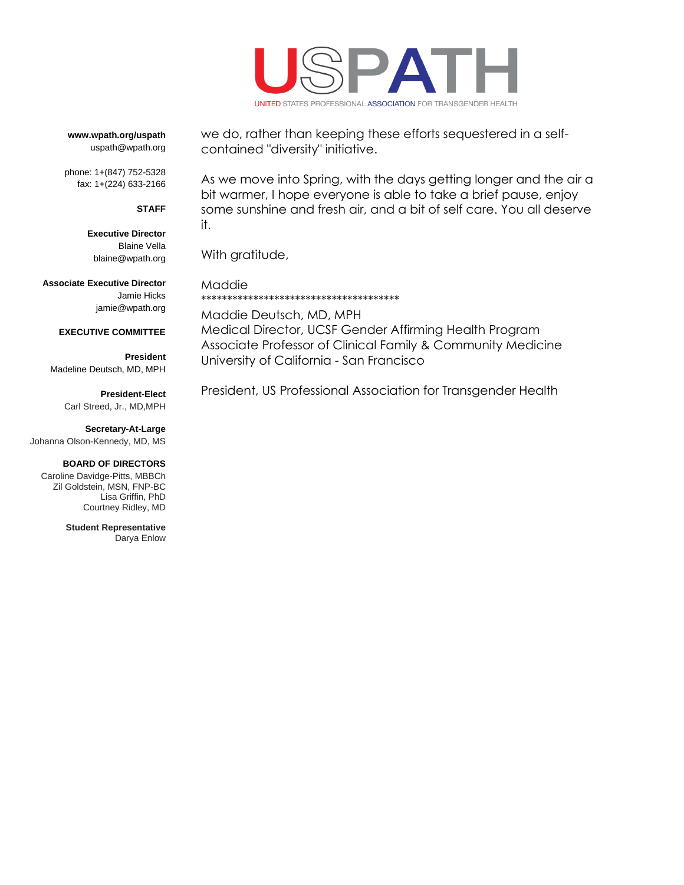USPATH

UNITED STATES PROFESSIONAL ASSOCIATION FOR TRANSGENDER HEALTH

**www.wpath.org/uspath**
uspath@wpath.org

phone: 1+(847) 752-5328
fax: 1+(224) 633-2166

**STAFF**

**Executive Director**
Blaine Vella
blaine@wpath.org

**Associate Executive Director**
Jamie Hicks
jamie@wpath.org

**EXECUTIVE COMMITTEE**

**President**
Madeline Deutsch, MD, MPH

**President-Elect**
Carl Streed, Jr., MD,MPH

**Secretary-At-Large**
Johanna Olson-Kennedy, MD, MS

**BOARD OF DIRECTORS**
Caroline Davidge-Pitts, MBBCh
Zil Goldstein, MSN, FNP-BC
Lisa Griffin, PhD
Courtney Ridley, MD

**Student Representative**
Darya Enlow

we do, rather than keeping these efforts sequestered in a self-contained "diversity" initiative.

As we move into Spring, with the days getting longer and the air a bit warmer, I hope everyone is able to take a brief pause, enjoy some sunshine and fresh air, and a bit of self care. You all deserve it.

With gratitude,

Maddie
***************************************
Maddie Deutsch, MD, MPH
Medical Director, UCSF Gender Affirming Health Program
Associate Professor of Clinical Family & Community Medicine
University of California - San Francisco

President, US Professional Association for Transgender Health